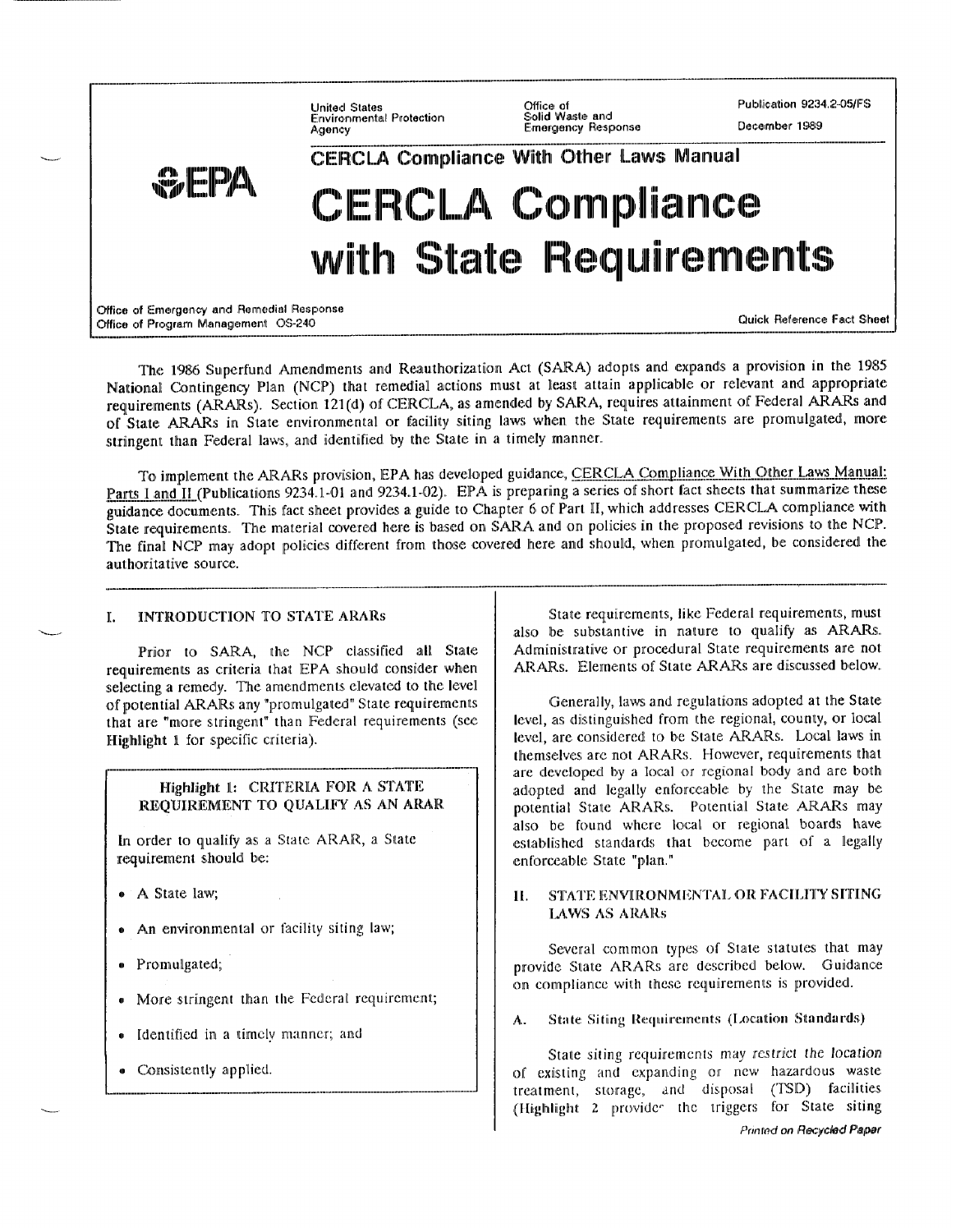United States Environmental Protection Agency | Office of Solid Waste and Emergency Response | Publication 9234.2-05/FS | December 1989

EPA

CERCLA Compliance With Other Laws Manual

# CERCLA Compliance with State Requirements

Office of Emergency and Remedial Response
Office of Program Management OS-240

Quick Reference Fact Sheet

The 1986 Superfund Amendments and Reauthorization Act (SARA) adopts and expands a provision in the 1985 National Contingency Plan (NCP) that remedial actions must at least attain applicable or relevant and appropriate requirements (ARARs). Section 121(d) of CERCLA, as amended by SARA, requires attainment of Federal ARARs and of State ARARs in State environmental or facility siting laws when the State requirements are promulgated, more stringent than Federal laws, and identified by the State in a timely manner.

To implement the ARARs provision, EPA has developed guidance, CERCLA Compliance With Other Laws Manual: Parts I and II (Publications 9234.1-01 and 9234.1-02). EPA is preparing a series of short fact sheets that summarize these guidance documents. This fact sheet provides a guide to Chapter 6 of Part II, which addresses CERCLA compliance with State requirements. The material covered here is based on SARA and on policies in the proposed revisions to the NCP. The final NCP may adopt policies different from those covered here and should, when promulgated, be considered the authoritative source.

## I. INTRODUCTION TO STATE ARARs

Prior to SARA, the NCP classified all State requirements as criteria that EPA should consider when selecting a remedy. The amendments elevated to the level of potential ARARs any "promulgated" State requirements that are "more stringent" than Federal requirements (see **Highlight** 1 for specific criteria).

> **Highlight 1: CRITERIA FOR A STATE REQUIREMENT TO QUALIFY AS AN ARAR**
>
> In order to qualify as a State ARAR, a State requirement should be:
>
> - A State law;
> - An environmental or facility siting law;
> - Promulgated;
> - More stringent than the Federal requirement;
> - Identified in a timely manner; and
> - Consistently applied.

State requirements, like Federal requirements, must also be substantive in nature to qualify as ARARs. Administrative or procedural State requirements are not ARARs. Elements of State ARARs are discussed below.

Generally, laws and regulations adopted at the State level, as distinguished from the regional, county, or local level, are considered to be State ARARs. Local laws in themselves are not ARARs. However, requirements that are developed by a local or regional body and are both adopted and legally enforceable by the State may be potential State ARARs. Potential State ARARs may also be found where local or regional boards have established standards that become part of a legally enforceable State "plan."

## II. STATE ENVIRONMENTAL OR FACILITY SITING LAWS AS ARARs

Several common types of State statutes that may provide State ARARs are described below. Guidance on compliance with these requirements is provided.

### A. State Siting Requirements (Location Standards)

State siting requirements may restrict the location of existing and expanding or new hazardous waste treatment, storage, and disposal (TSD) facilities (Highlight 2 provides the triggers for State siting

*Printed on Recycled Paper*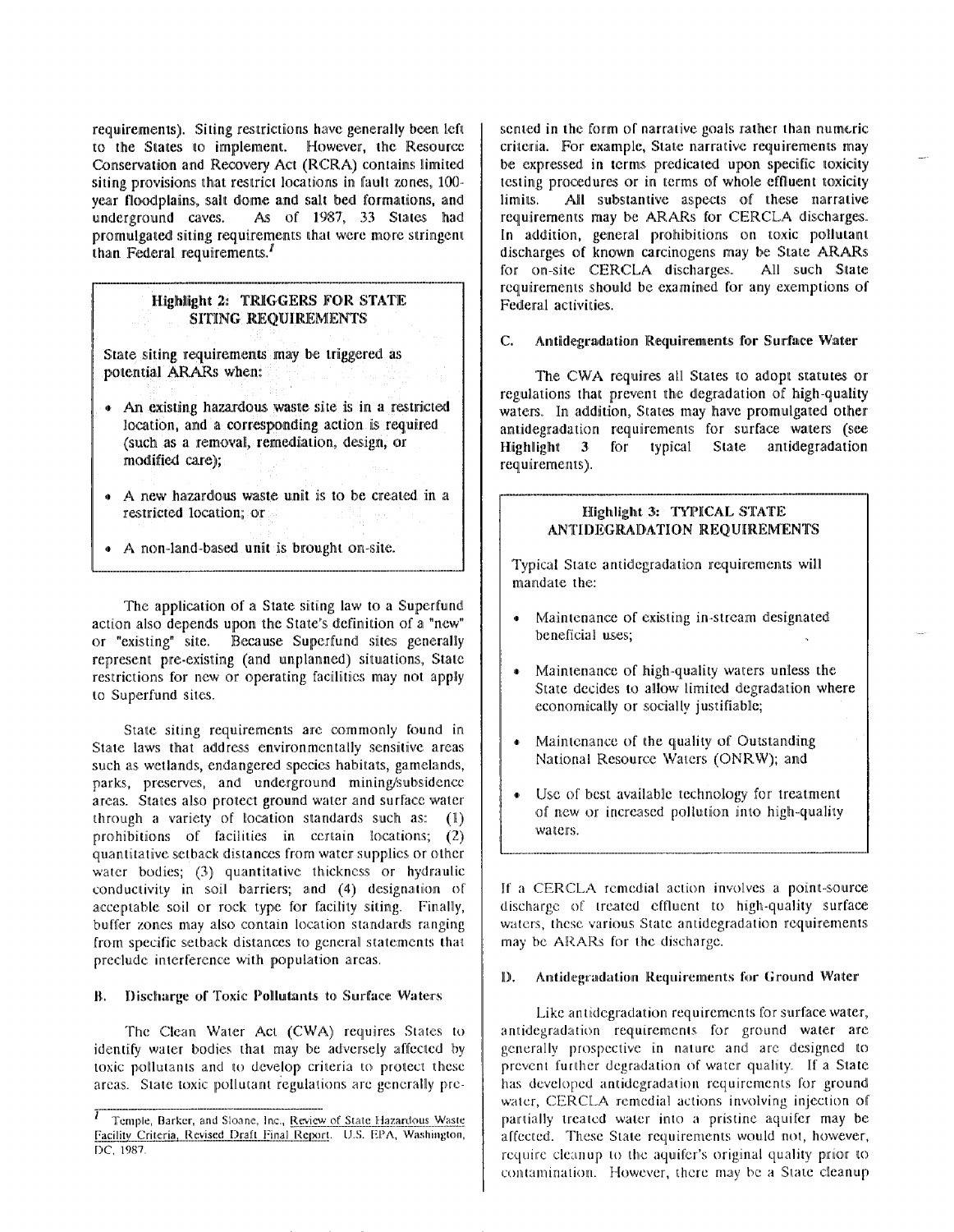requirements). Siting restrictions have generally been left to the States to implement. However, the Resource Conservation and Recovery Act (RCRA) contains limited siting provisions that restrict locations in fault zones, 100-year floodplains, salt dome and salt bed formations, and underground caves. As of 1987, 33 States had promulgated siting requirements that were more stringent than Federal requirements.[1]

> **Highlight 2: TRIGGERS FOR STATE SITING REQUIREMENTS**
>
> State siting requirements may be triggered as potential ARARs when:
>
> - An existing hazardous waste site is in a restricted location, and a corresponding action is required (such as a removal, remediation, design, or modified care);
> - A new hazardous waste unit is to be created in a restricted location; or
> - A non-land-based unit is brought on-site.

The application of a State siting law to a Superfund action also depends upon the State's definition of a "new" or "existing" site. Because Superfund sites generally represent pre-existing (and unplanned) situations, State restrictions for new or operating facilities may not apply to Superfund sites.

State siting requirements are commonly found in State laws that address environmentally sensitive areas such as wetlands, endangered species habitats, gamelands, parks, preserves, and underground mining/subsidence areas. States also protect ground water and surface water through a variety of location standards such as: (1) prohibitions of facilities in certain locations; (2) quantitative setback distances from water supplies or other water bodies; (3) quantitative thickness or hydraulic conductivity in soil barriers; and (4) designation of acceptable soil or rock type for facility siting. Finally, buffer zones may also contain location standards ranging from specific setback distances to general statements that preclude interference with population areas.

## B. Discharge of Toxic Pollutants to Surface Waters

The Clean Water Act (CWA) requires States to identify water bodies that may be adversely affected by toxic pollutants and to develop criteria to protect these areas. State toxic pollutant regulations are generally presented in the form of narrative goals rather than numeric criteria. For example, State narrative requirements may be expressed in terms predicated upon specific toxicity testing procedures or in terms of whole effluent toxicity limits. All substantive aspects of these narrative requirements may be ARARs for CERCLA discharges. In addition, general prohibitions on toxic pollutant discharges of known carcinogens may be State ARARs for on-site CERCLA discharges. All such State requirements should be examined for any exemptions of Federal activities.

## C. Antidegradation Requirements for Surface Water

The CWA requires all States to adopt statutes or regulations that prevent the degradation of high-quality waters. In addition, States may have promulgated other antidegradation requirements for surface waters (see **Highlight 3** for typical State antidegradation requirements).

> **Highlight 3: TYPICAL STATE ANTIDEGRADATION REQUIREMENTS**
>
> Typical State antidegradation requirements will mandate the:
>
> - Maintenance of existing in-stream designated beneficial uses;
> - Maintenance of high-quality waters unless the State decides to allow limited degradation where economically or socially justifiable;
> - Maintenance of the quality of Outstanding National Resource Waters (ONRW); and
> - Use of best available technology for treatment of new or increased pollution into high-quality waters.

If a CERCLA remedial action involves a point-source discharge of treated effluent to high-quality surface waters, these various State antidegradation requirements may be ARARs for the discharge.

## D. Antidegradation Requirements for Ground Water

Like antidegradation requirements for surface water, antidegradation requirements for ground water are generally prospective in nature and are designed to prevent further degradation of water quality. If a State has developed antidegradation requirements for ground water, CERCLA remedial actions involving injection of partially treated water into a pristine aquifer may be affected. These State requirements would not, however, require cleanup to the aquifer's original quality prior to contamination. However, there may be a State cleanup

---

[1] Temple, Barker, and Sloane, Inc., Review of State Hazardous Waste Facility Criteria, Revised Draft Final Report. U.S. EPA, Washington, DC, 1987.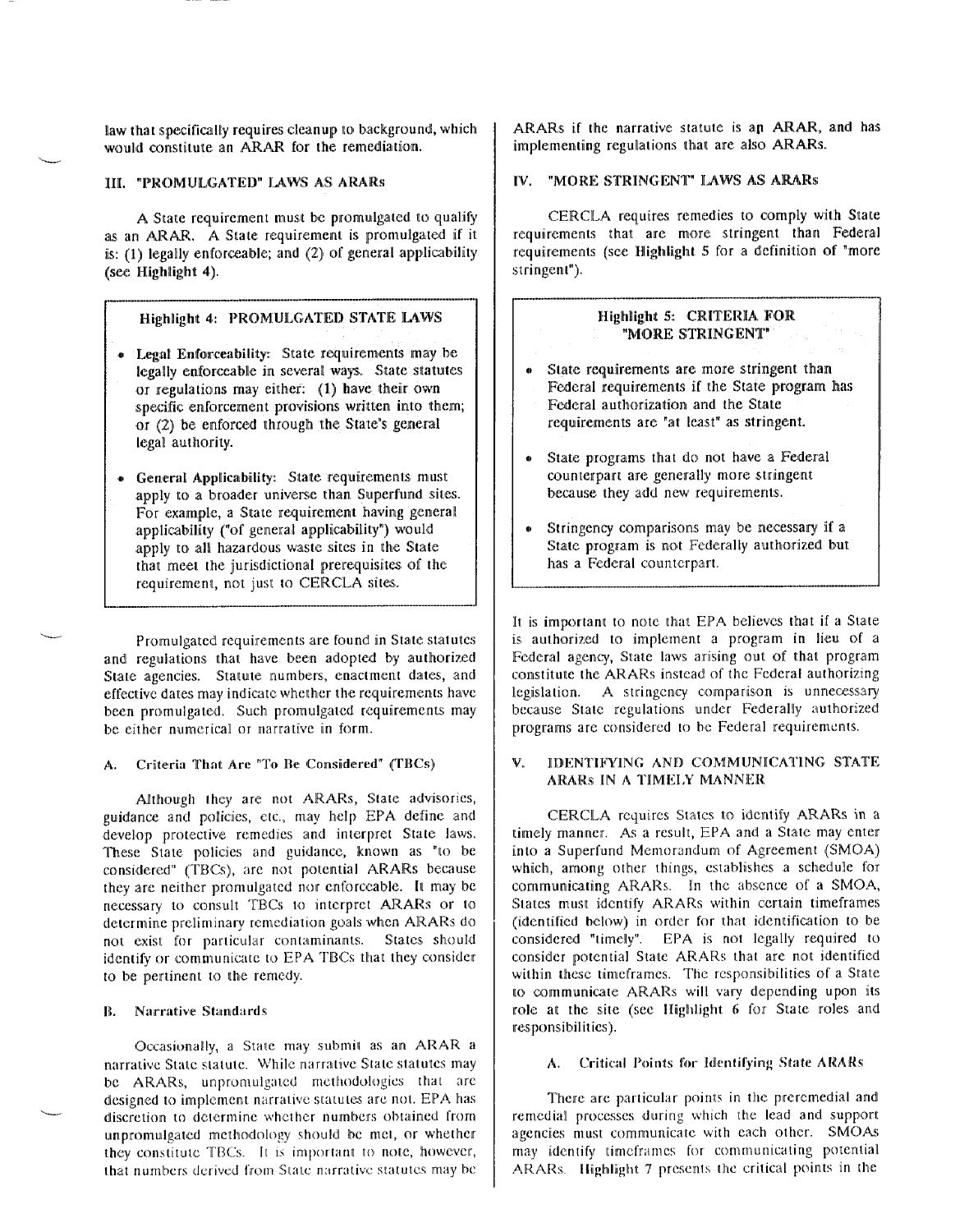law that specifically requires cleanup to background, which would constitute an ARAR for the remediation.

## III. "PROMULGATED" LAWS AS ARARs

A State requirement must be promulgated to qualify as an ARAR. A State requirement is promulgated if it is: (1) legally enforceable; and (2) of general applicability (see **Highlight 4**).

> **Highlight 4: PROMULGATED STATE LAWS**
>
> - **Legal Enforceability:** State requirements may be legally enforceable in several ways. State statutes or regulations may either: (1) have their own specific enforcement provisions written into them; or (2) be enforced through the State's general legal authority.
> - **General Applicability:** State requirements must apply to a broader universe than Superfund sites. For example, a State requirement having general applicability ("of general applicability") would apply to all hazardous waste sites in the State that meet the jurisdictional prerequisites of the requirement, not just to CERCLA sites.

Promulgated requirements are found in State statutes and regulations that have been adopted by authorized State agencies. Statute numbers, enactment dates, and effective dates may indicate whether the requirements have been promulgated. Such promulgated requirements may be either numerical or narrative in form.

### A. Criteria That Are "To Be Considered" (TBCs)

Although they are not ARARs, State advisories, guidance and policies, etc., may help EPA define and develop protective remedies and interpret State laws. These State policies and guidance, known as "to be considered" (TBCs), are not potential ARARs because they are neither promulgated nor enforceable. It may be necessary to consult TBCs to interpret ARARs or to determine preliminary remediation goals when ARARs do not exist for particular contaminants. States should identify or communicate to EPA TBCs that they consider to be pertinent to the remedy.

### B. Narrative Standards

Occasionally, a State may submit as an ARAR a narrative State statute. While narrative State statutes may be ARARs, unpromulgated methodologies that are designed to implement narrative statutes are not. EPA has discretion to determine whether numbers obtained from unpromulgated methodology should be met, or whether they constitute TBCs. It is important to note, however, that numbers derived from State narrative statutes may be ARARs if the narrative statute is an ARAR, and has implementing regulations that are also ARARs.

## IV. "MORE STRINGENT" LAWS AS ARARs

CERCLA requires remedies to comply with State requirements that are more stringent than Federal requirements (see **Highlight 5** for a definition of "more stringent").

> **Highlight 5: CRITERIA FOR "MORE STRINGENT"**
>
> - State requirements are more stringent than Federal requirements if the State program has Federal authorization and the State requirements are "at least" as stringent.
> - State programs that do not have a Federal counterpart are generally more stringent because they add new requirements.
> - Stringency comparisons may be necessary if a State program is not Federally authorized but has a Federal counterpart.

It is important to note that EPA believes that if a State is authorized to implement a program in lieu of a Federal agency, State laws arising out of that program constitute the ARARs instead of the Federal authorizing legislation. A stringency comparison is unnecessary because State regulations under Federally authorized programs are considered to be Federal requirements.

## V. IDENTIFYING AND COMMUNICATING STATE ARARs IN A TIMELY MANNER

CERCLA requires States to identify ARARs in a timely manner. As a result, EPA and a State may enter into a Superfund Memorandum of Agreement (SMOA) which, among other things, establishes a schedule for communicating ARARs. In the absence of a SMOA, States must identify ARARs within certain timeframes (identified below) in order for that identification to be considered "timely". EPA is not legally required to consider potential State ARARs that are not identified within these timeframes. The responsibilities of a State to communicate ARARs will vary depending upon its role at the site (see Highlight 6 for State roles and responsibilities).

### A. Critical Points for Identifying State ARARs

There are particular points in the preremedial and remedial processes during which the lead and support agencies must communicate with each other. SMOAs may identify timeframes for communicating potential ARARs. **Highlight 7** presents the critical points in the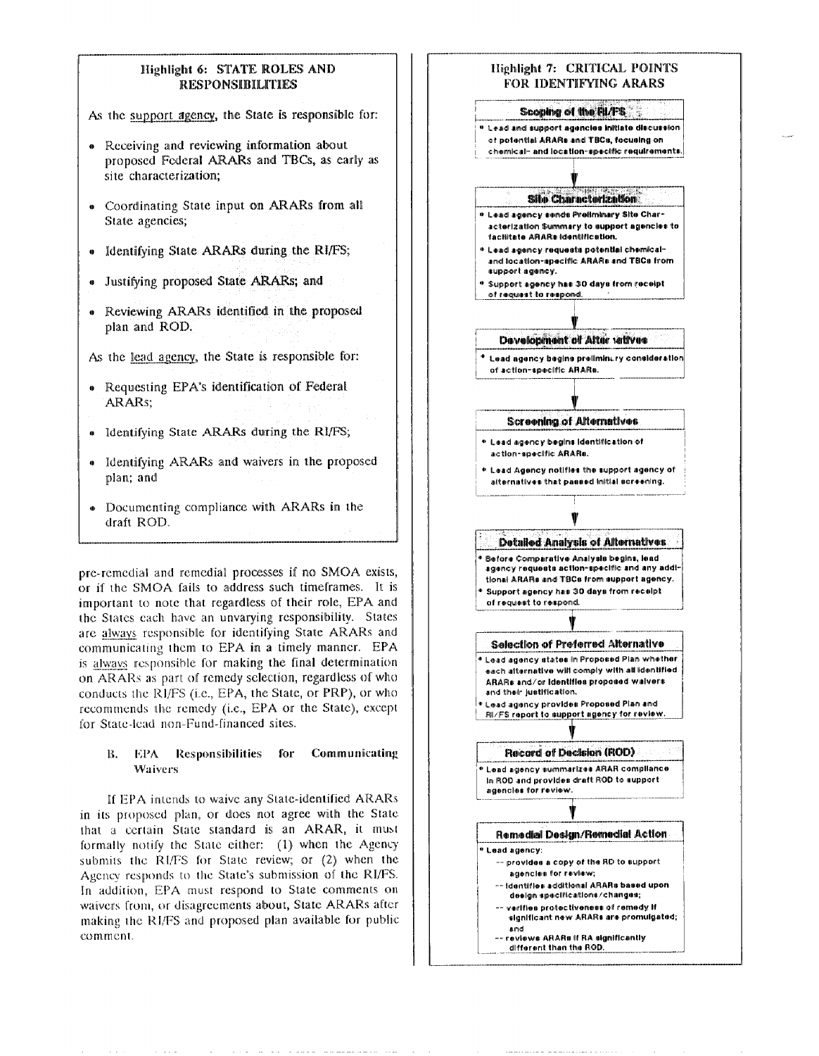### Highlight 6: STATE ROLES AND RESPONSIBILITIES

As the support agency, the State is responsible for:

- Receiving and reviewing information about proposed Federal ARARs and TBCs, as early as site characterization;
- Coordinating State input on ARARs from all State agencies;
- Identifying State ARARs during the RI/FS;
- Justifying proposed State ARARs; and
- Reviewing ARARs identified in the proposed plan and ROD.

As the lead agency, the State is responsible for:

- Requesting EPA's identification of Federal ARARs;
- Identifying State ARARs during the RI/FS;
- Identifying ARARs and waivers in the proposed plan; and
- Documenting compliance with ARARs in the draft ROD.

pre-remedial and remedial processes if no SMOA exists, or if the SMOA fails to address such timeframes. It is important to note that regardless of their role, EPA and the States each have an unvarying responsibility. States are always responsible for identifying State ARARs and communicating them to EPA in a timely manner. EPA is always responsible for making the final determination on ARARs as part of remedy selection, regardless of who conducts the RI/FS (i.e., EPA, the State, or PRP), or who recommends the remedy (i.e., EPA or the State), except for State-lead non-Fund-financed sites.

### B. EPA Responsibilities for Communicating Waivers

If EPA intends to waive any State-identified ARARs in its proposed plan, or does not agree with the State that a certain State standard is an ARAR, it must formally notify the State either: (1) when the Agency submits the RI/FS for State review; or (2) when the Agency responds to the State's submission of the RI/FS. In addition, EPA must respond to State comments on waivers from, or disagreements about, State ARARs after making the RI/FS and proposed plan available for public comment.

### Highlight 7: CRITICAL POINTS FOR IDENTIFYING ARARS

**Scoping of the RI/FS**

- Lead and support agencies initiate discussion of potential ARARs and TBCs, focusing on chemical- and location-specific requirements.

↓

**Site Characterization**

- Lead agency sends Preliminary Site Characterization Summary to support agencies to facilitate ARARs identification.
- Lead agency requests potential chemical- and location-specific ARARs and TBCs from support agency.
- Support agency has 30 days from receipt of request to respond.

↓

**Development of Alternatives**

- Lead agency begins preliminary consideration of action-specific ARARs.

↓

**Screening of Alternatives**

- Lead agency begins identification of action-specific ARARs.
- Lead Agency notifies the support agency of alternatives that passed initial screening.

↓

**Detailed Analysis of Alternatives**

- Before Comparative Analysis begins, lead agency requests action-specific and any additional ARARs and TBCs from support agency.
- Support agency has 30 days from receipt of request to respond.

↓

**Selection of Preferred Alternative**

- Lead agency states in Proposed Plan whether each alternative will comply with all identified ARARs and/or identifies proposed waivers and their justification.
- Lead agency provides Proposed Plan and RI/FS report to support agency for review.

↓

**Record of Decision (ROD)**

- Lead agency summarizes ARAR compliance in ROD and provides draft ROD to support agencies for review.

↓

**Remedial Design/Remedial Action**

- Lead agency:
  - -- provides a copy of the RD to support agencies for review;
  - -- identifies additional ARARs based upon design specifications/changes;
  - -- verifies protectiveness of remedy if significant new ARARs are promulgated; and
  - -- reviews ARARs if RA significantly different than the ROD.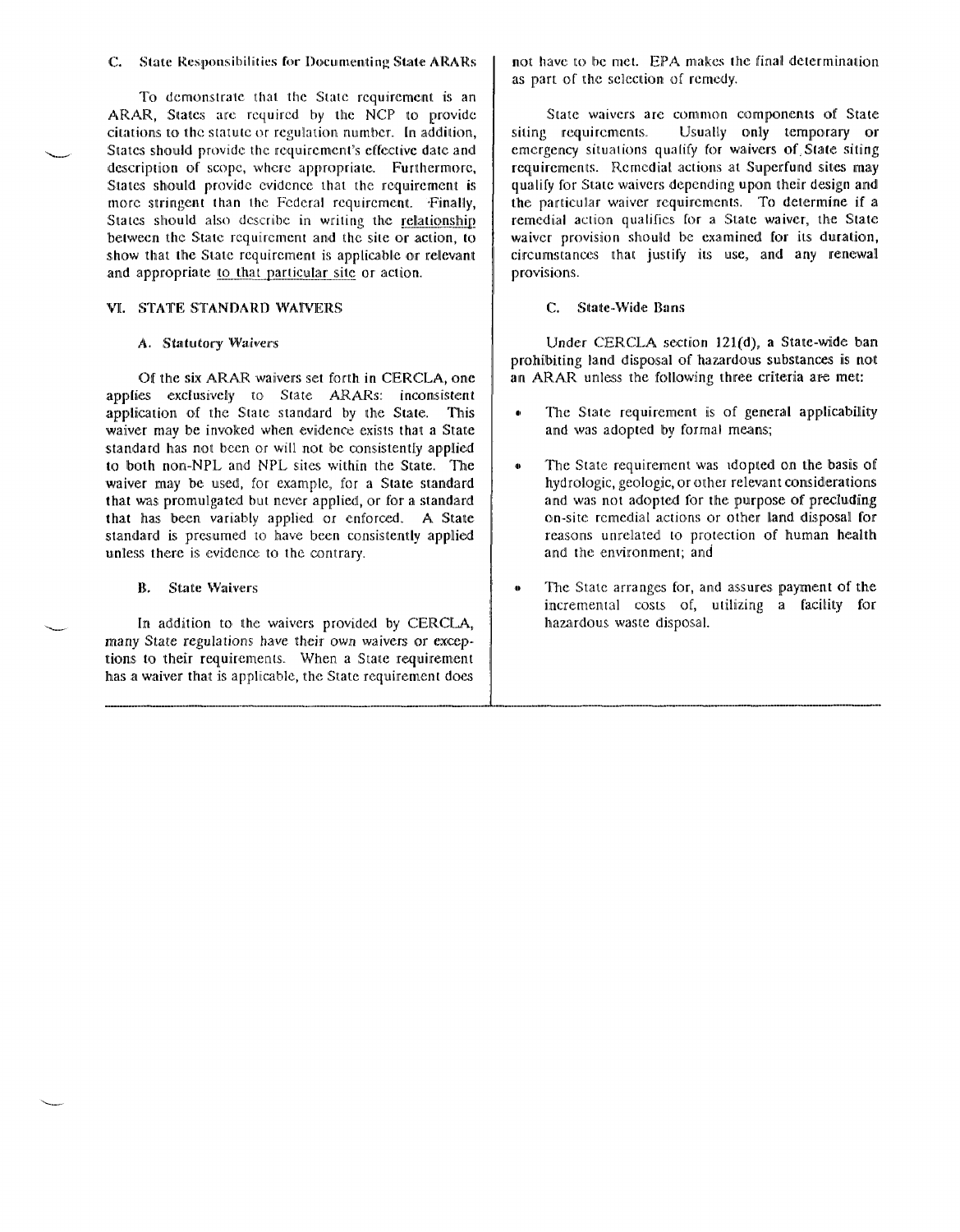### C. State Responsibilities for Documenting State ARARs

To demonstrate that the State requirement is an ARAR, States are required by the NCP to provide citations to the statute or regulation number. In addition, States should provide the requirement's effective date and description of scope, where appropriate. Furthermore, States should provide evidence that the requirement is more stringent than the Federal requirement. Finally, States should also describe in writing the relationship between the State requirement and the site or action, to show that the State requirement is applicable or relevant and appropriate to that particular site or action.

## VI. STATE STANDARD WAIVERS

### A. Statutory Waivers

Of the six ARAR waivers set forth in CERCLA, one applies exclusively to State ARARs: inconsistent application of the State standard by the State. This waiver may be invoked when evidence exists that a State standard has not been or will not be consistently applied to both non-NPL and NPL sites within the State. The waiver may be used, for example, for a State standard that was promulgated but never applied, or for a standard that has been variably applied or enforced. A State standard is presumed to have been consistently applied unless there is evidence to the contrary.

### B. State Waivers

In addition to the waivers provided by CERCLA, many State regulations have their own waivers or exceptions to their requirements. When a State requirement has a waiver that is applicable, the State requirement does not have to be met. EPA makes the final determination as part of the selection of remedy.

State waivers are common components of State siting requirements. Usually only temporary or emergency situations qualify for waivers of State siting requirements. Remedial actions at Superfund sites may qualify for State waivers depending upon their design and the particular waiver requirements. To determine if a remedial action qualifies for a State waiver, the State waiver provision should be examined for its duration, circumstances that justify its use, and any renewal provisions.

### C. State-Wide Bans

Under CERCLA section 121(d), a State-wide ban prohibiting land disposal of hazardous substances is not an ARAR unless the following three criteria are met:

- The State requirement is of general applicability and was adopted by formal means;
- The State requirement was adopted on the basis of hydrologic, geologic, or other relevant considerations and was not adopted for the purpose of precluding on-site remedial actions or other land disposal for reasons unrelated to protection of human health and the environment; and
- The State arranges for, and assures payment of the incremental costs of, utilizing a facility for hazardous waste disposal.